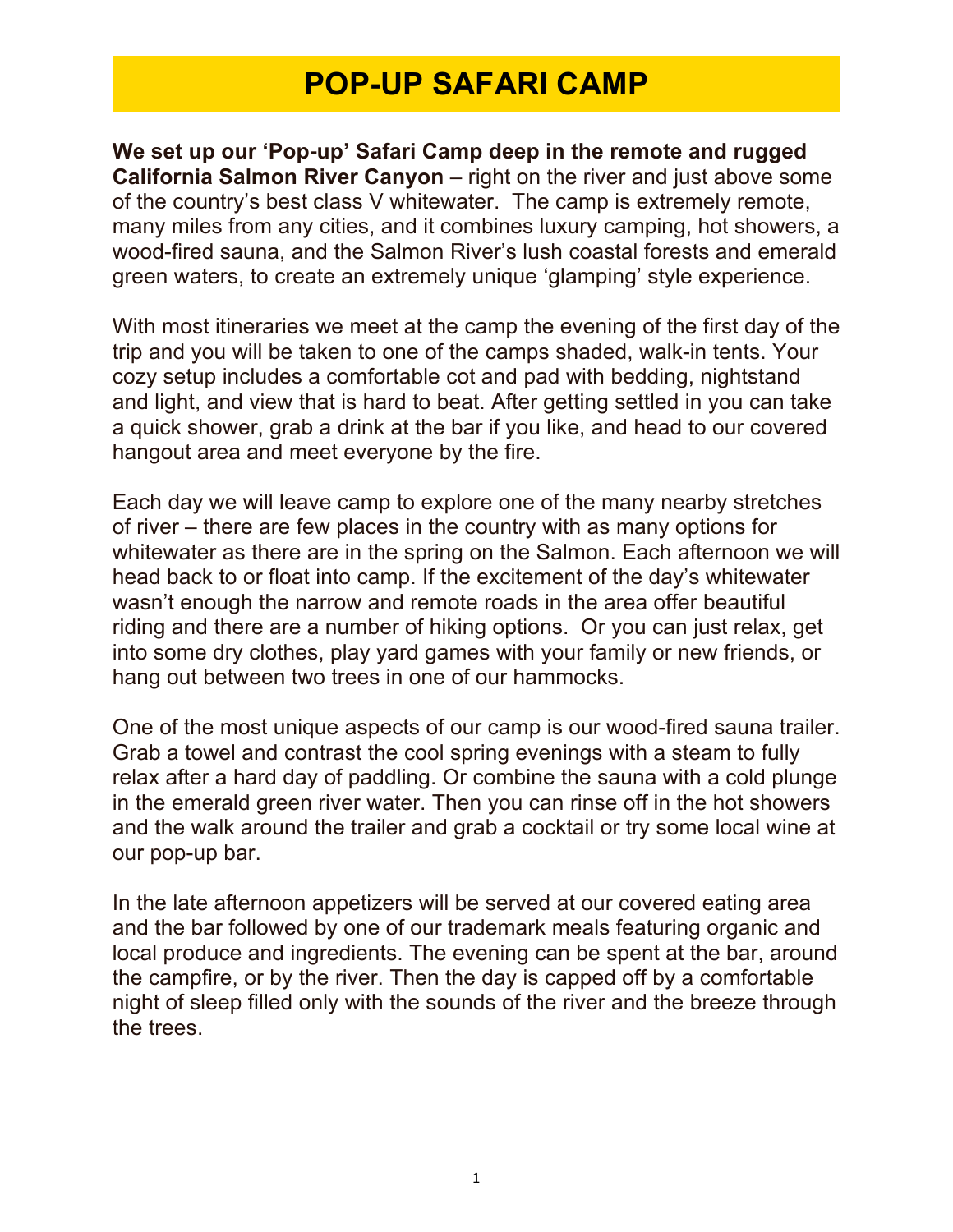# POP-UP SAFARI CAMP

**We set up our 'Pop-up' Safari Camp deep in the remote and rugged California Salmon River Canyon** – right on the river and just above some of the country's best class V whitewater. The camp is extremely remote, many miles from any cities, and it combines luxury camping, hot showers, a wood-fired sauna, and the Salmon River's lush coastal forests and emerald green waters, to create an extremely unique 'glamping' style experience.

With most itineraries we meet at the camp the evening of the first day of the trip and you will be taken to one of the camps shaded, walk-in tents. Your cozy setup includes a comfortable cot and pad with bedding, nightstand and light, and view that is hard to beat. After getting settled in you can take a quick shower, grab a drink at the bar if you like, and head to our covered hangout area and meet everyone by the fire.

Each day we will leave camp to explore one of the many nearby stretches of river – there are few places in the country with as many options for whitewater as there are in the spring on the Salmon. Each afternoon we will head back to or float into camp. If the excitement of the day's whitewater wasn't enough the narrow and remote roads in the area offer beautiful riding and there are a number of hiking options. Or you can just relax, get into some dry clothes, play yard games with your family or new friends, or hang out between two trees in one of our hammocks.

One of the most unique aspects of our camp is our wood-fired sauna trailer. Grab a towel and contrast the cool spring evenings with a steam to fully relax after a hard day of paddling. Or combine the sauna with a cold plunge in the emerald green river water. Then you can rinse off in the hot showers and the walk around the trailer and grab a cocktail or try some local wine at our pop-up bar.

In the late afternoon appetizers will be served at our covered eating area and the bar followed by one of our trademark meals featuring organic and local produce and ingredients. The evening can be spent at the bar, around the campfire, or by the river. Then the day is capped off by a comfortable night of sleep filled only with the sounds of the river and the breeze through the trees.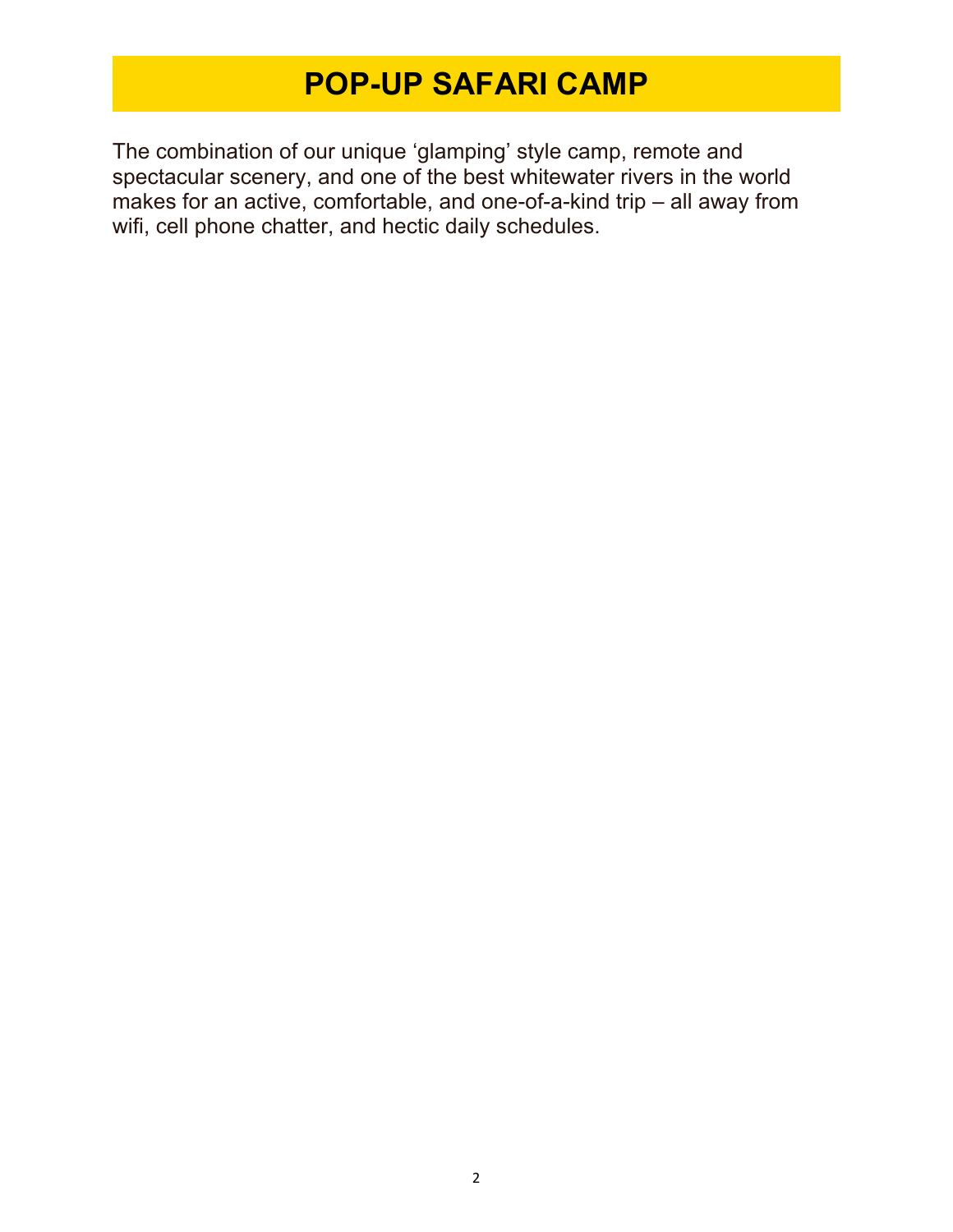# POP-UP SAFARI CAMP

The combination of our unique 'glamping' style camp, remote and spectacular scenery, and one of the best whitewater rivers in the world makes for an active, comfortable, and one-of-a-kind trip – all away from wifi, cell phone chatter, and hectic daily schedules.